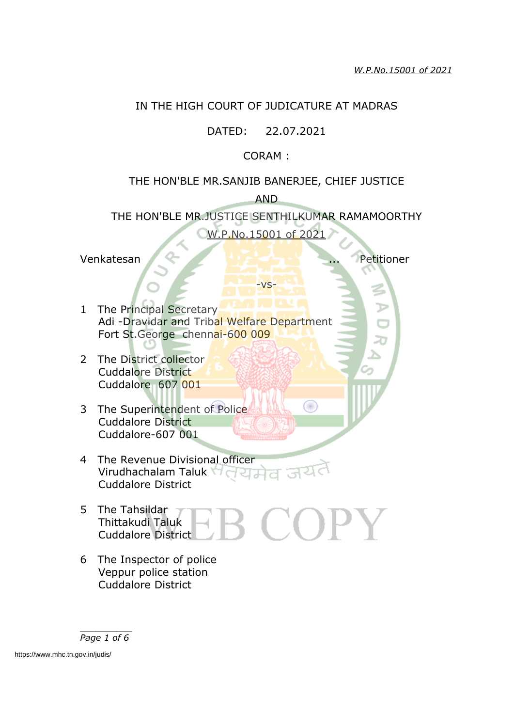IN THE HIGH COURT OF JUDICATURE AT MADRAS

DATED: 22.07.2021

CORAM :

THE HON'BLE MR.SANJIB BANERJEE, CHIEF JUSTICE

AND

THE HON'BLE MR.JUSTICE SENTHILKUMAR RAMAMOORTHY

W.P.No.15001 of 2021

Venkatesan ... Petitioner

-vs-

1. The Principal Secretary
   Adi -Dravidar and Tribal Welfare Department
   Fort St.George chennai-600 009

2. The District collector
   Cuddalore District
   Cuddalore 607 001

3. The Superintendent of Police
   Cuddalore District
   Cuddalore-607 001

4. The Revenue Divisional officer
   Virudhachalam Taluk
   Cuddalore District

5. The Tahsildar
   Thittakudi Taluk
   Cuddalore District

6. The Inspector of police
   Veppur police station
   Cuddalore District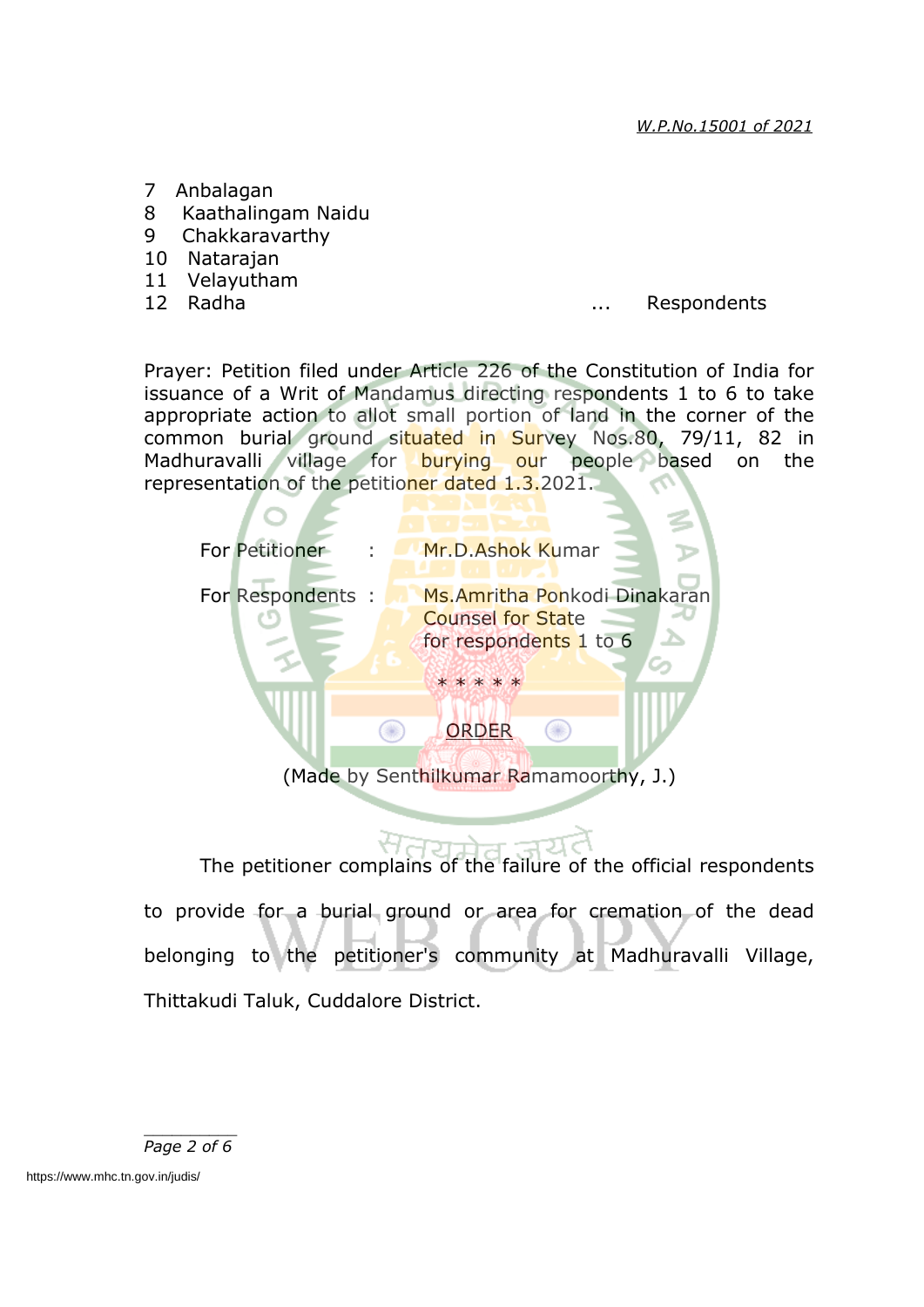7 Anbalagan
8 Kaathalingam Naidu
9 Chakkaravarthy
10 Natarajan
11 Velayutham
12 Radha ... Respondents

Prayer: Petition filed under Article 226 of the Constitution of India for issuance of a Writ of Mandamus directing respondents 1 to 6 to take appropriate action to allot small portion of land in the corner of the common burial ground situated in Survey Nos.80, 79/11, 82 in Madhuravalli village for burying our people based on the representation of the petitioner dated 1.3.2021.

For Petitioner : Mr.D.Ashok Kumar

For Respondents : Ms.Amritha Ponkodi Dinakaran
Counsel for State
for respondents 1 to 6

\* \* \* \* \*

ORDER

(Made by Senthilkumar Ramamoorthy, J.)

The petitioner complains of the failure of the official respondents to provide for a burial ground or area for cremation of the dead belonging to the petitioner's community at Madhuravalli Village, Thittakudi Taluk, Cuddalore District.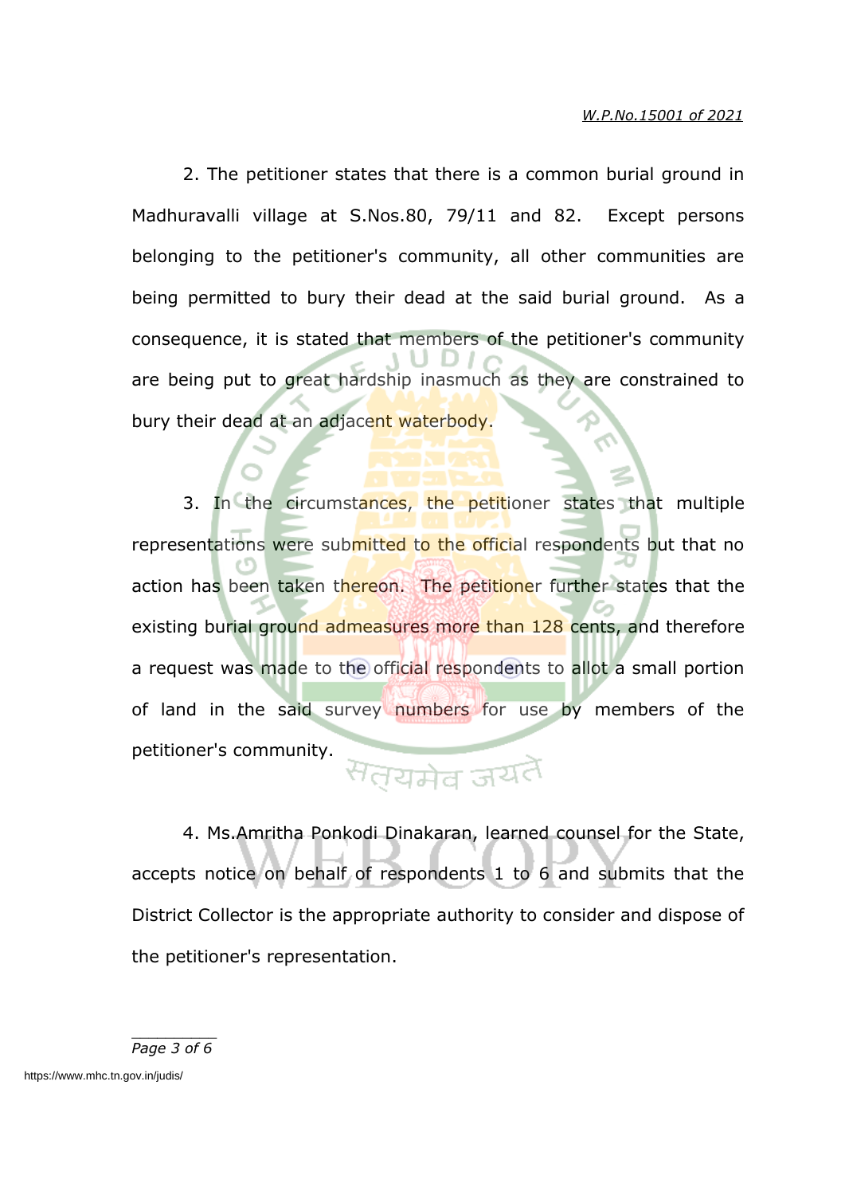2. The petitioner states that there is a common burial ground in Madhuravalli village at S.Nos.80, 79/11 and 82. Except persons belonging to the petitioner's community, all other communities are being permitted to bury their dead at the said burial ground. As a consequence, it is stated that members of the petitioner's community are being put to great hardship inasmuch as they are constrained to bury their dead at an adjacent waterbody.

3. In the circumstances, the petitioner states that multiple representations were submitted to the official respondents but that no action has been taken thereon. The petitioner further states that the existing burial ground admeasures more than 128 cents, and therefore a request was made to the official respondents to allot a small portion of land in the said survey numbers for use by members of the petitioner's community.

4. Ms.Amritha Ponkodi Dinakaran, learned counsel for the State, accepts notice on behalf of respondents 1 to 6 and submits that the District Collector is the appropriate authority to consider and dispose of the petitioner's representation.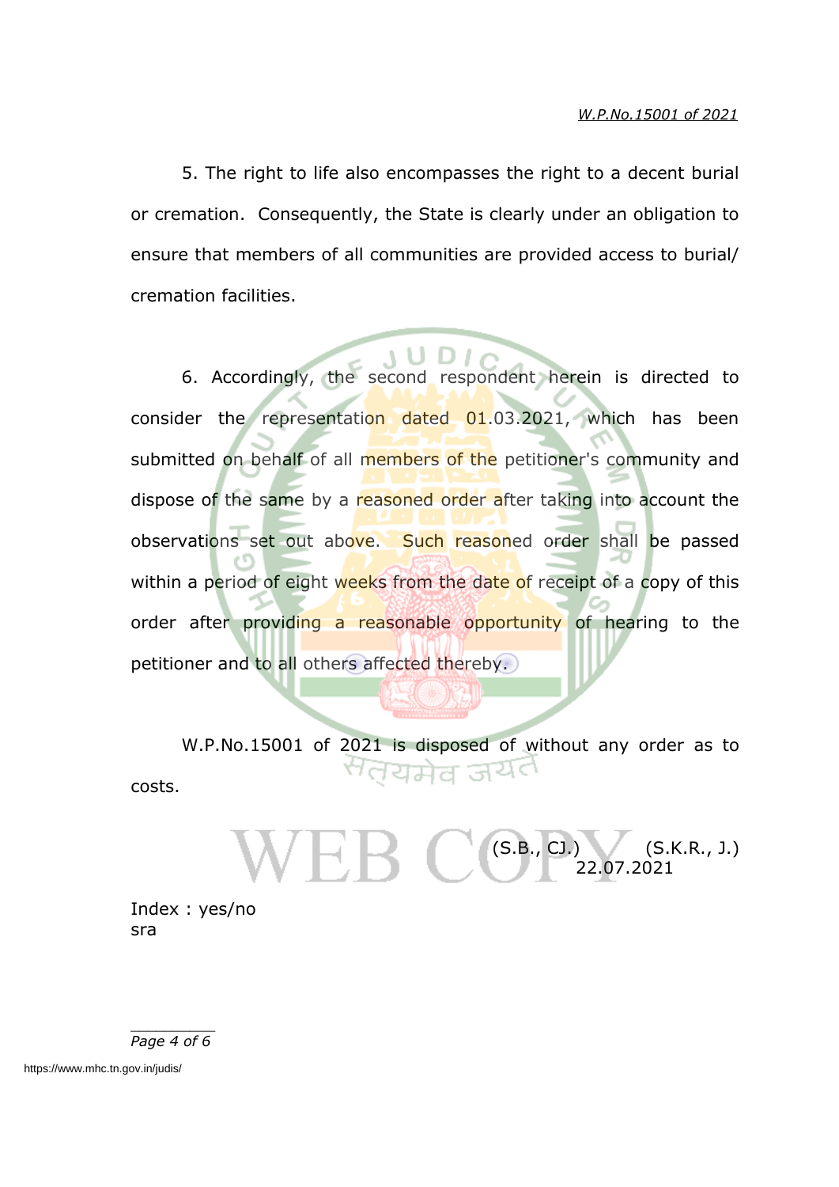5. The right to life also encompasses the right to a decent burial or cremation. Consequently, the State is clearly under an obligation to ensure that members of all communities are provided access to burial/ cremation facilities.

6. Accordingly, the second respondent herein is directed to consider the representation dated 01.03.2021, which has been submitted on behalf of all members of the petitioner's community and dispose of the same by a reasoned order after taking into account the observations set out above. Such reasoned order shall be passed within a period of eight weeks from the date of receipt of a copy of this order after providing a reasonable opportunity of hearing to the petitioner and to all others affected thereby.

W.P.No.15001 of 2021 is disposed of without any order as to costs.

(S.B., CJ.)　　(S.K.R., J.)
22.07.2021

Index : yes/no
sra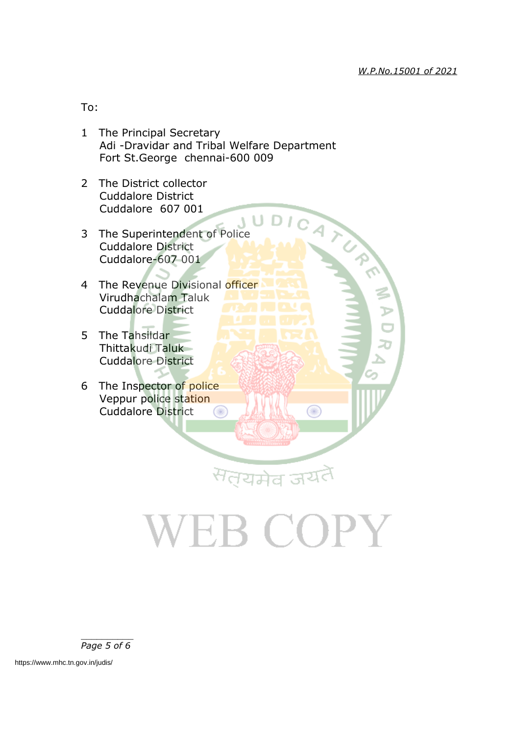To:

1. The Principal Secretary
   Adi -Dravidar and Tribal Welfare Department
   Fort St.George chennai-600 009

2. The District collector
   Cuddalore District
   Cuddalore 607 001

3. The Superintendent of Police
   Cuddalore District
   Cuddalore-607 001

4. The Revenue Divisional officer
   Virudhachalam Taluk
   Cuddalore District

5. The Tahsildar
   Thittakudi Taluk
   Cuddalore District

6. The Inspector of police
   Veppur police station
   Cuddalore District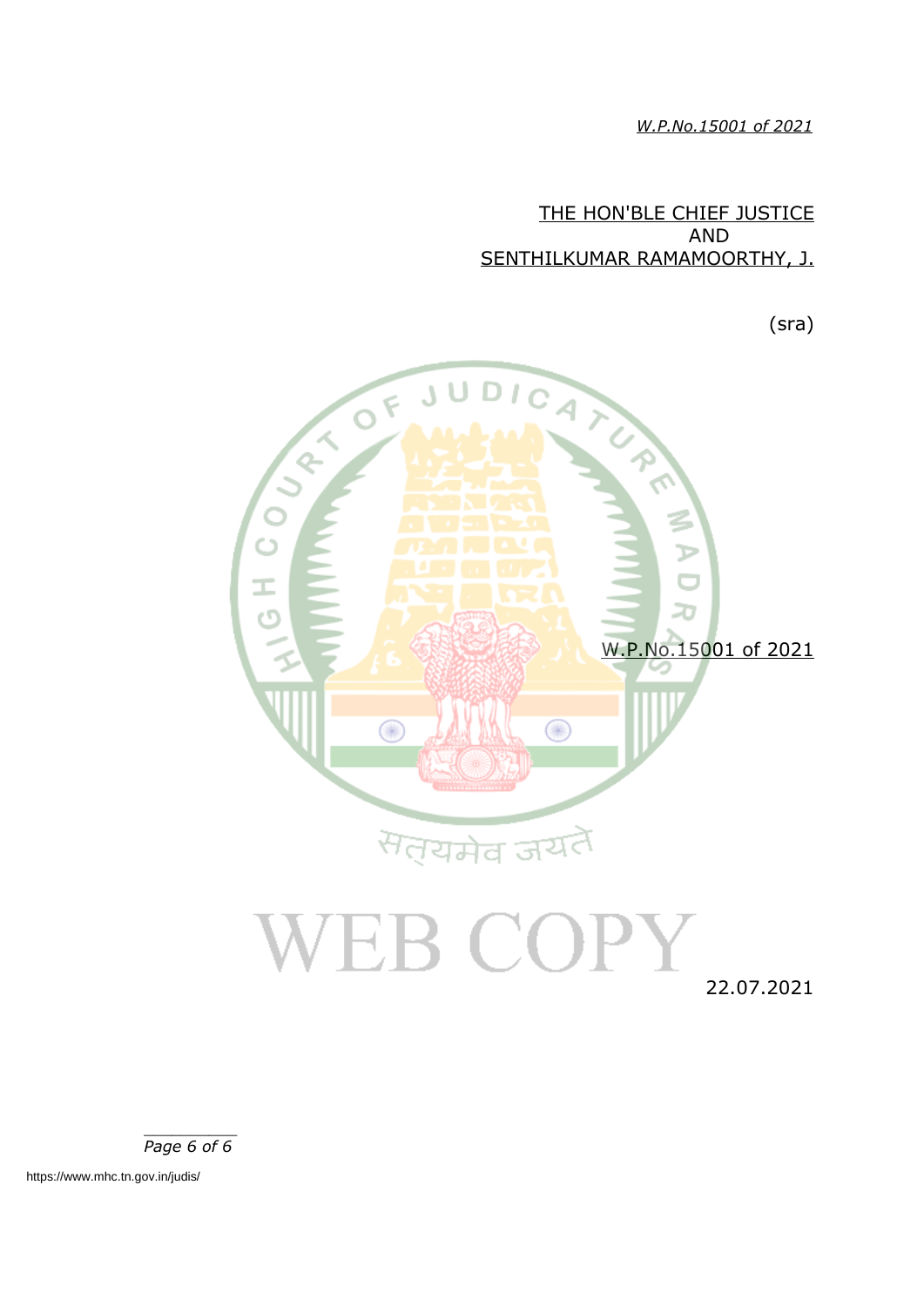THE HON'BLE CHIEF JUSTICE
AND
SENTHILKUMAR RAMAMOORTHY, J.

(sra)

W.P.No.15001 of 2021

22.07.2021